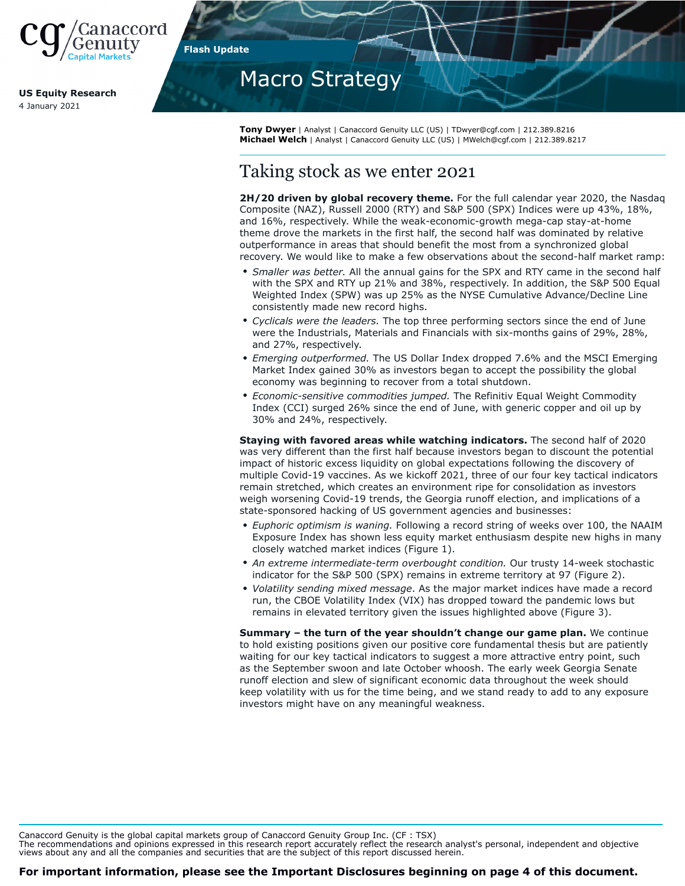Canaccord Genuity Capital Markets

**US Equity Research**
4 January 2021

Flash Update

# Macro Strategy

**Tony Dwyer** | Analyst | Canaccord Genuity LLC (US) | TDwyer@cgf.com | 212.389.8216
**Michael Welch** | Analyst | Canaccord Genuity LLC (US) | MWelch@cgf.com | 212.389.8217

## Taking stock as we enter 2021

**2H/20 driven by global recovery theme.** For the full calendar year 2020, the Nasdaq Composite (NAZ), Russell 2000 (RTY) and S&P 500 (SPX) Indices were up 43%, 18%, and 16%, respectively. While the weak-economic-growth mega-cap stay-at-home theme drove the markets in the first half, the second half was dominated by relative outperformance in areas that should benefit the most from a synchronized global recovery. We would like to make a few observations about the second-half market ramp:

- *Smaller was better.* All the annual gains for the SPX and RTY came in the second half with the SPX and RTY up 21% and 38%, respectively. In addition, the S&P 500 Equal Weighted Index (SPW) was up 25% as the NYSE Cumulative Advance/Decline Line consistently made new record highs.
- *Cyclicals were the leaders.* The top three performing sectors since the end of June were the Industrials, Materials and Financials with six-months gains of 29%, 28%, and 27%, respectively.
- *Emerging outperformed.* The US Dollar Index dropped 7.6% and the MSCI Emerging Market Index gained 30% as investors began to accept the possibility the global economy was beginning to recover from a total shutdown.
- *Economic-sensitive commodities jumped.* The Refinitiv Equal Weight Commodity Index (CCI) surged 26% since the end of June, with generic copper and oil up by 30% and 24%, respectively.

**Staying with favored areas while watching indicators.** The second half of 2020 was very different than the first half because investors began to discount the potential impact of historic excess liquidity on global expectations following the discovery of multiple Covid-19 vaccines. As we kickoff 2021, three of our four key tactical indicators remain stretched, which creates an environment ripe for consolidation as investors weigh worsening Covid-19 trends, the Georgia runoff election, and implications of a state-sponsored hacking of US government agencies and businesses:

- *Euphoric optimism is waning.* Following a record string of weeks over 100, the NAAIM Exposure Index has shown less equity market enthusiasm despite new highs in many closely watched market indices (Figure 1).
- *An extreme intermediate-term overbought condition.* Our trusty 14-week stochastic indicator for the S&P 500 (SPX) remains in extreme territory at 97 (Figure 2).
- *Volatility sending mixed message*. As the major market indices have made a record run, the CBOE Volatility Index (VIX) has dropped toward the pandemic lows but remains in elevated territory given the issues highlighted above (Figure 3).

**Summary – the turn of the year shouldn't change our game plan.** We continue to hold existing positions given our positive core fundamental thesis but are patiently waiting for our key tactical indicators to suggest a more attractive entry point, such as the September swoon and late October whoosh. The early week Georgia Senate runoff election and slew of significant economic data throughout the week should keep volatility with us for the time being, and we stand ready to add to any exposure investors might have on any meaningful weakness.

Canaccord Genuity is the global capital markets group of Canaccord Genuity Group Inc. (CF : TSX)
The recommendations and opinions expressed in this research report accurately reflect the research analyst's personal, independent and objective views about any and all the companies and securities that are the subject of this report discussed herein.

**For important information, please see the Important Disclosures beginning on page 4 of this document.**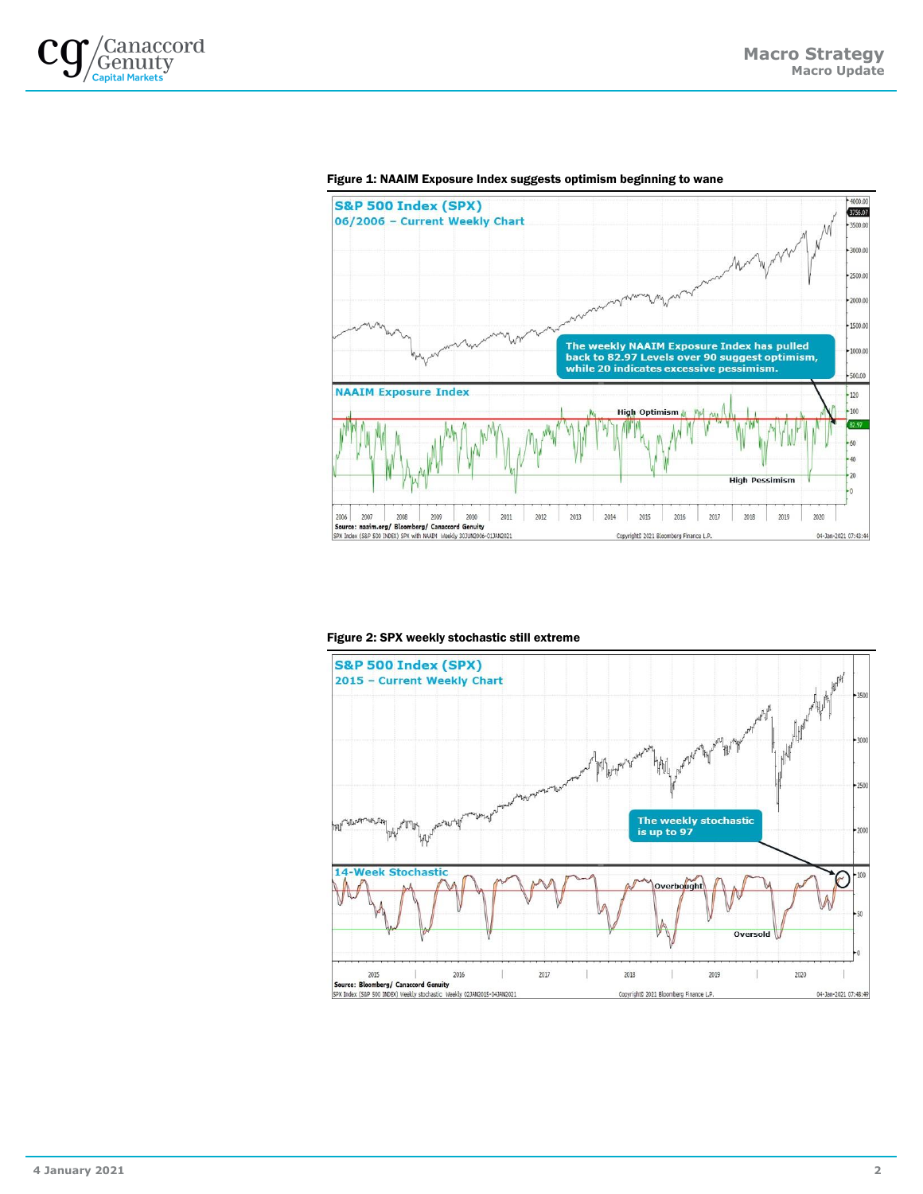**Figure 1: NAAIM Exposure Index suggests optimism beginning to wane**

S&P 500 Index (SPX)
06/2006 – Current Weekly Chart

The weekly NAAIM Exposure Index has pulled back to 82.97 Levels over 90 suggest optimism, while 20 indicates excessive pessimism.

NAAIM Exposure Index

Source: naaim.org/ Bloomberg/ Canaccord Genuity

**Figure 2: SPX weekly stochastic still extreme**

S&P 500 Index (SPX)
2015 – Current Weekly Chart

The weekly stochastic is up to 97

14-Week Stochastic

Source: Bloomberg/ Canaccord Genuity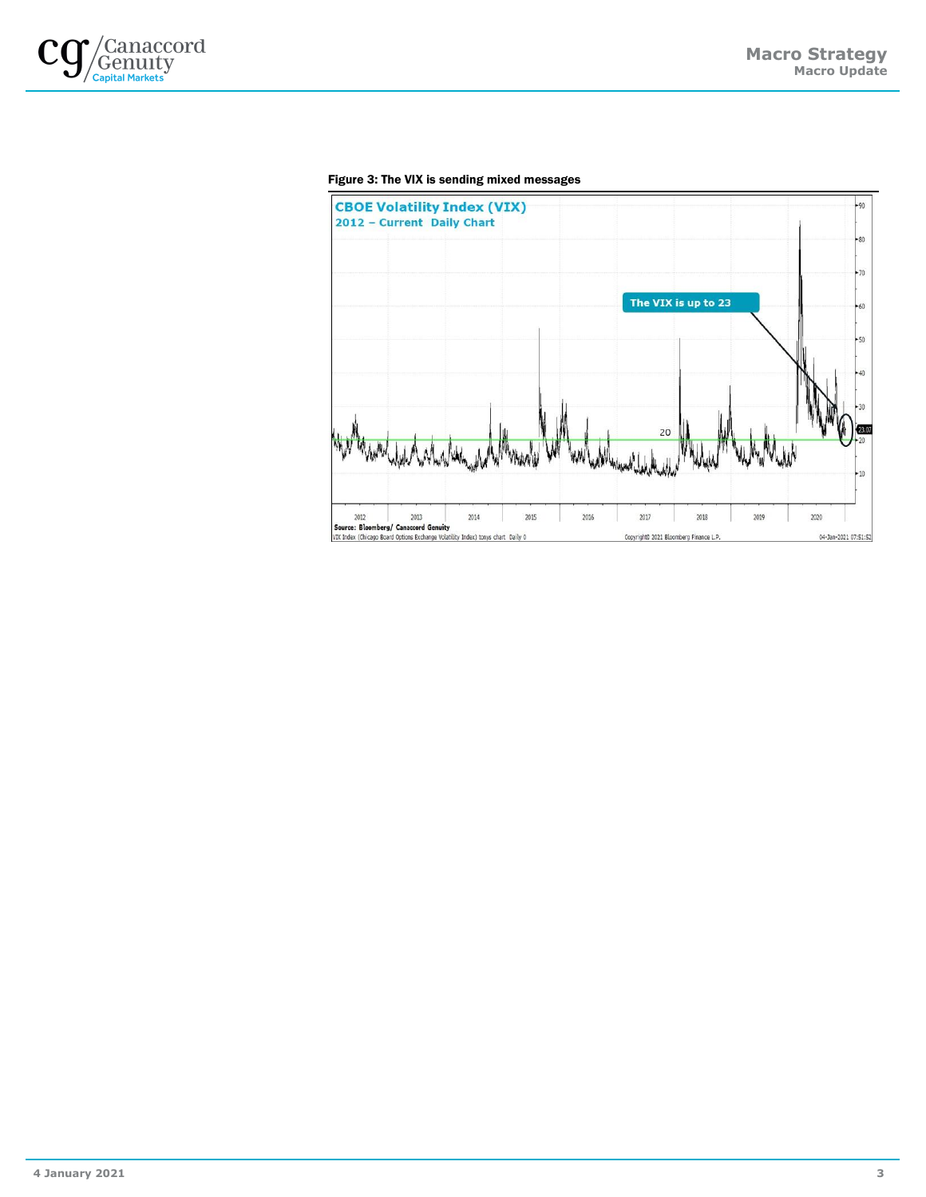**Figure 3: The VIX is sending mixed messages**

CBOE Volatility Index (VIX)

2012 – Current Daily Chart

The VIX is up to 23

Source: Bloomberg/ Canaccord Genuity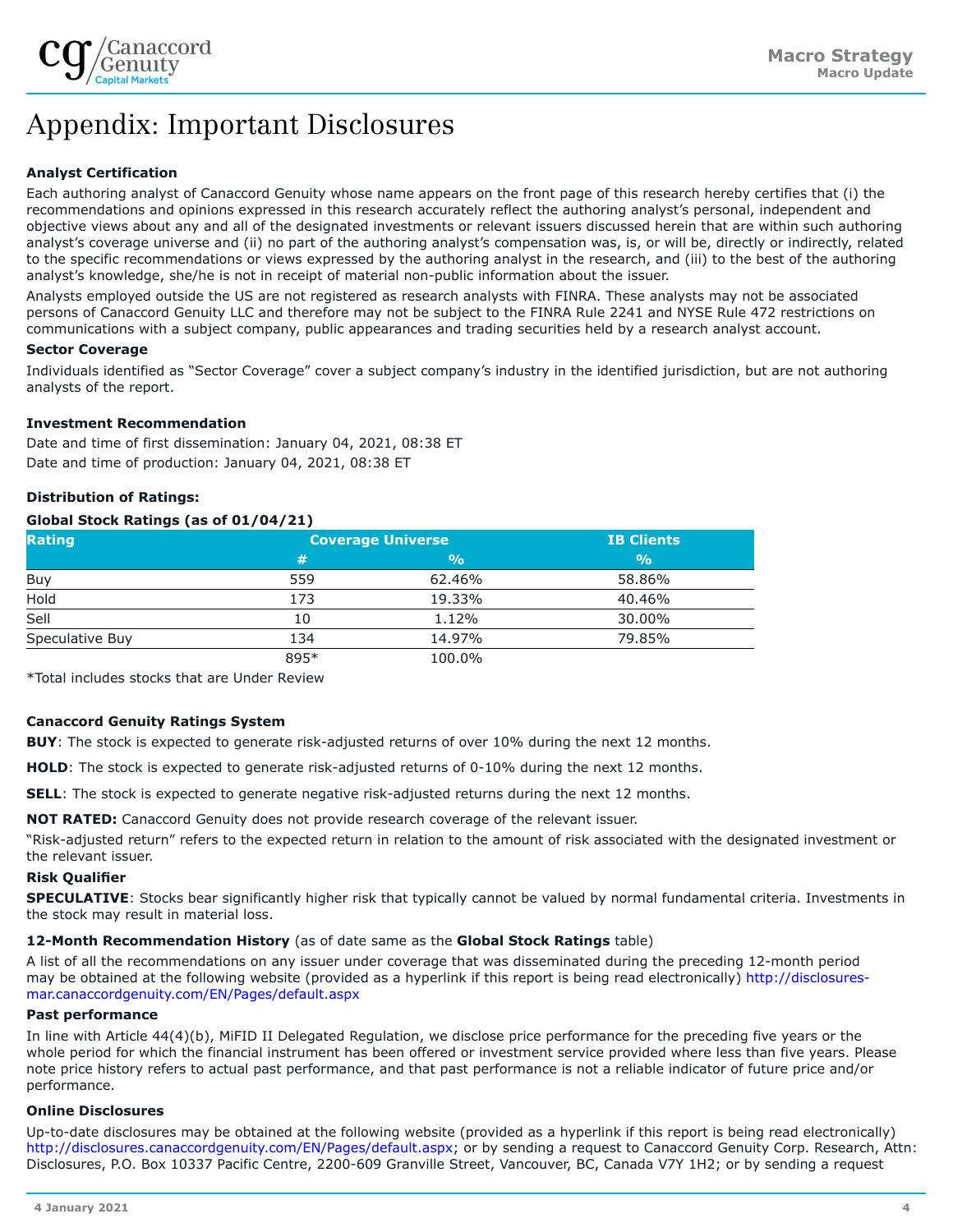# Appendix: Important Disclosures

**Analyst Certification**

Each authoring analyst of Canaccord Genuity whose name appears on the front page of this research hereby certifies that (i) the recommendations and opinions expressed in this research accurately reflect the authoring analyst's personal, independent and objective views about any and all of the designated investments or relevant issuers discussed herein that are within such authoring analyst's coverage universe and (ii) no part of the authoring analyst's compensation was, is, or will be, directly or indirectly, related to the specific recommendations or views expressed by the authoring analyst in the research, and (iii) to the best of the authoring analyst's knowledge, she/he is not in receipt of material non-public information about the issuer.

Analysts employed outside the US are not registered as research analysts with FINRA. These analysts may not be associated persons of Canaccord Genuity LLC and therefore may not be subject to the FINRA Rule 2241 and NYSE Rule 472 restrictions on communications with a subject company, public appearances and trading securities held by a research analyst account.

**Sector Coverage**

Individuals identified as "Sector Coverage" cover a subject company's industry in the identified jurisdiction, but are not authoring analysts of the report.

**Investment Recommendation**

Date and time of first dissemination: January 04, 2021, 08:38 ET

Date and time of production: January 04, 2021, 08:38 ET

**Distribution of Ratings:**

**Global Stock Ratings (as of 01/04/21)**

| Rating | Coverage Universe | | IB Clients |
|---|---|---|---|
| | # | % | % |
| Buy | 559 | 62.46% | 58.86% |
| Hold | 173 | 19.33% | 40.46% |
| Sell | 10 | 1.12% | 30.00% |
| Speculative Buy | 134 | 14.97% | 79.85% |
| | 895* | 100.0% | |

*Total includes stocks that are Under Review

**Canaccord Genuity Ratings System**

**BUY**: The stock is expected to generate risk-adjusted returns of over 10% during the next 12 months.

**HOLD**: The stock is expected to generate risk-adjusted returns of 0-10% during the next 12 months.

**SELL**: The stock is expected to generate negative risk-adjusted returns during the next 12 months.

**NOT RATED:** Canaccord Genuity does not provide research coverage of the relevant issuer.

"Risk-adjusted return" refers to the expected return in relation to the amount of risk associated with the designated investment or the relevant issuer.

**Risk Qualifier**

**SPECULATIVE**: Stocks bear significantly higher risk that typically cannot be valued by normal fundamental criteria. Investments in the stock may result in material loss.

**12-Month Recommendation History** (as of date same as the **Global Stock Ratings** table)

A list of all the recommendations on any issuer under coverage that was disseminated during the preceding 12-month period may be obtained at the following website (provided as a hyperlink if this report is being read electronically) http://disclosures-mar.canaccordgenuity.com/EN/Pages/default.aspx

**Past performance**

In line with Article 44(4)(b), MiFID II Delegated Regulation, we disclose price performance for the preceding five years or the whole period for which the financial instrument has been offered or investment service provided where less than five years. Please note price history refers to actual past performance, and that past performance is not a reliable indicator of future price and/or performance.

**Online Disclosures**

Up-to-date disclosures may be obtained at the following website (provided as a hyperlink if this report is being read electronically) http://disclosures.canaccordgenuity.com/EN/Pages/default.aspx; or by sending a request to Canaccord Genuity Corp. Research, Attn: Disclosures, P.O. Box 10337 Pacific Centre, 2200-609 Granville Street, Vancouver, BC, Canada V7Y 1H2; or by sending a request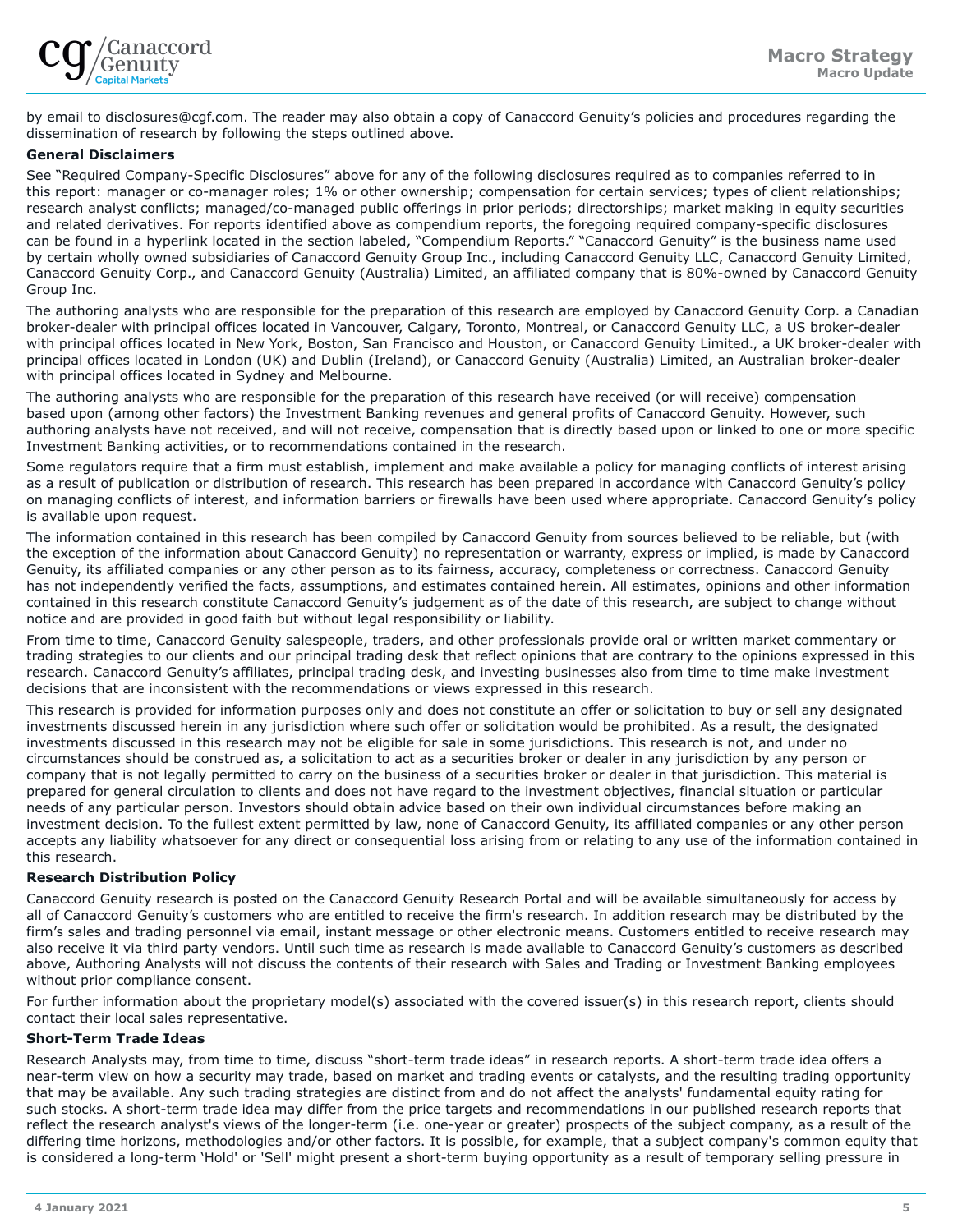by email to disclosures@cgf.com. The reader may also obtain a copy of Canaccord Genuity's policies and procedures regarding the dissemination of research by following the steps outlined above.

**General Disclaimers**

See "Required Company-Specific Disclosures" above for any of the following disclosures required as to companies referred to in this report: manager or co-manager roles; 1% or other ownership; compensation for certain services; types of client relationships; research analyst conflicts; managed/co-managed public offerings in prior periods; directorships; market making in equity securities and related derivatives. For reports identified above as compendium reports, the foregoing required company-specific disclosures can be found in a hyperlink located in the section labeled, "Compendium Reports." "Canaccord Genuity" is the business name used by certain wholly owned subsidiaries of Canaccord Genuity Group Inc., including Canaccord Genuity LLC, Canaccord Genuity Limited, Canaccord Genuity Corp., and Canaccord Genuity (Australia) Limited, an affiliated company that is 80%-owned by Canaccord Genuity Group Inc.

The authoring analysts who are responsible for the preparation of this research are employed by Canaccord Genuity Corp. a Canadian broker-dealer with principal offices located in Vancouver, Calgary, Toronto, Montreal, or Canaccord Genuity LLC, a US broker-dealer with principal offices located in New York, Boston, San Francisco and Houston, or Canaccord Genuity Limited., a UK broker-dealer with principal offices located in London (UK) and Dublin (Ireland), or Canaccord Genuity (Australia) Limited, an Australian broker-dealer with principal offices located in Sydney and Melbourne.

The authoring analysts who are responsible for the preparation of this research have received (or will receive) compensation based upon (among other factors) the Investment Banking revenues and general profits of Canaccord Genuity. However, such authoring analysts have not received, and will not receive, compensation that is directly based upon or linked to one or more specific Investment Banking activities, or to recommendations contained in the research.

Some regulators require that a firm must establish, implement and make available a policy for managing conflicts of interest arising as a result of publication or distribution of research. This research has been prepared in accordance with Canaccord Genuity's policy on managing conflicts of interest, and information barriers or firewalls have been used where appropriate. Canaccord Genuity's policy is available upon request.

The information contained in this research has been compiled by Canaccord Genuity from sources believed to be reliable, but (with the exception of the information about Canaccord Genuity) no representation or warranty, express or implied, is made by Canaccord Genuity, its affiliated companies or any other person as to its fairness, accuracy, completeness or correctness. Canaccord Genuity has not independently verified the facts, assumptions, and estimates contained herein. All estimates, opinions and other information contained in this research constitute Canaccord Genuity's judgement as of the date of this research, are subject to change without notice and are provided in good faith but without legal responsibility or liability.

From time to time, Canaccord Genuity salespeople, traders, and other professionals provide oral or written market commentary or trading strategies to our clients and our principal trading desk that reflect opinions that are contrary to the opinions expressed in this research. Canaccord Genuity's affiliates, principal trading desk, and investing businesses also from time to time make investment decisions that are inconsistent with the recommendations or views expressed in this research.

This research is provided for information purposes only and does not constitute an offer or solicitation to buy or sell any designated investments discussed herein in any jurisdiction where such offer or solicitation would be prohibited. As a result, the designated investments discussed in this research may not be eligible for sale in some jurisdictions. This research is not, and under no circumstances should be construed as, a solicitation to act as a securities broker or dealer in any jurisdiction by any person or company that is not legally permitted to carry on the business of a securities broker or dealer in that jurisdiction. This material is prepared for general circulation to clients and does not have regard to the investment objectives, financial situation or particular needs of any particular person. Investors should obtain advice based on their own individual circumstances before making an investment decision. To the fullest extent permitted by law, none of Canaccord Genuity, its affiliated companies or any other person accepts any liability whatsoever for any direct or consequential loss arising from or relating to any use of the information contained in this research.

**Research Distribution Policy**

Canaccord Genuity research is posted on the Canaccord Genuity Research Portal and will be available simultaneously for access by all of Canaccord Genuity's customers who are entitled to receive the firm's research. In addition research may be distributed by the firm's sales and trading personnel via email, instant message or other electronic means. Customers entitled to receive research may also receive it via third party vendors. Until such time as research is made available to Canaccord Genuity's customers as described above, Authoring Analysts will not discuss the contents of their research with Sales and Trading or Investment Banking employees without prior compliance consent.

For further information about the proprietary model(s) associated with the covered issuer(s) in this research report, clients should contact their local sales representative.

**Short-Term Trade Ideas**

Research Analysts may, from time to time, discuss "short-term trade ideas" in research reports. A short-term trade idea offers a near-term view on how a security may trade, based on market and trading events or catalysts, and the resulting trading opportunity that may be available. Any such trading strategies are distinct from and do not affect the analysts' fundamental equity rating for such stocks. A short-term trade idea may differ from the price targets and recommendations in our published research reports that reflect the research analyst's views of the longer-term (i.e. one-year or greater) prospects of the subject company, as a result of the differing time horizons, methodologies and/or other factors. It is possible, for example, that a subject company's common equity that is considered a long-term 'Hold' or 'Sell' might present a short-term buying opportunity as a result of temporary selling pressure in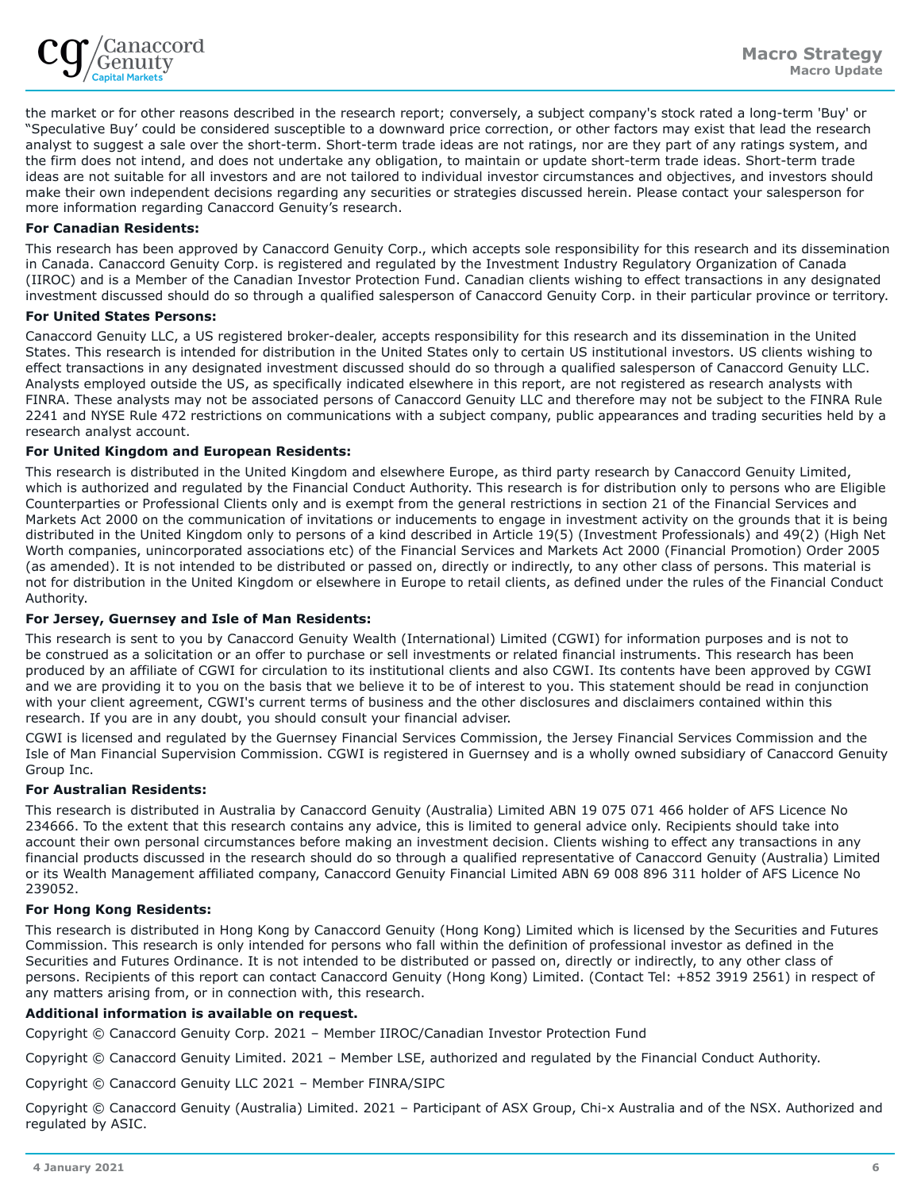the market or for other reasons described in the research report; conversely, a subject company's stock rated a long-term 'Buy' or "Speculative Buy' could be considered susceptible to a downward price correction, or other factors may exist that lead the research analyst to suggest a sale over the short-term. Short-term trade ideas are not ratings, nor are they part of any ratings system, and the firm does not intend, and does not undertake any obligation, to maintain or update short-term trade ideas. Short-term trade ideas are not suitable for all investors and are not tailored to individual investor circumstances and objectives, and investors should make their own independent decisions regarding any securities or strategies discussed herein. Please contact your salesperson for more information regarding Canaccord Genuity's research.

**For Canadian Residents:**

This research has been approved by Canaccord Genuity Corp., which accepts sole responsibility for this research and its dissemination in Canada. Canaccord Genuity Corp. is registered and regulated by the Investment Industry Regulatory Organization of Canada (IIROC) and is a Member of the Canadian Investor Protection Fund. Canadian clients wishing to effect transactions in any designated investment discussed should do so through a qualified salesperson of Canaccord Genuity Corp. in their particular province or territory.

**For United States Persons:**

Canaccord Genuity LLC, a US registered broker-dealer, accepts responsibility for this research and its dissemination in the United States. This research is intended for distribution in the United States only to certain US institutional investors. US clients wishing to effect transactions in any designated investment discussed should do so through a qualified salesperson of Canaccord Genuity LLC. Analysts employed outside the US, as specifically indicated elsewhere in this report, are not registered as research analysts with FINRA. These analysts may not be associated persons of Canaccord Genuity LLC and therefore may not be subject to the FINRA Rule 2241 and NYSE Rule 472 restrictions on communications with a subject company, public appearances and trading securities held by a research analyst account.

**For United Kingdom and European Residents:**

This research is distributed in the United Kingdom and elsewhere Europe, as third party research by Canaccord Genuity Limited, which is authorized and regulated by the Financial Conduct Authority. This research is for distribution only to persons who are Eligible Counterparties or Professional Clients only and is exempt from the general restrictions in section 21 of the Financial Services and Markets Act 2000 on the communication of invitations or inducements to engage in investment activity on the grounds that it is being distributed in the United Kingdom only to persons of a kind described in Article 19(5) (Investment Professionals) and 49(2) (High Net Worth companies, unincorporated associations etc) of the Financial Services and Markets Act 2000 (Financial Promotion) Order 2005 (as amended). It is not intended to be distributed or passed on, directly or indirectly, to any other class of persons. This material is not for distribution in the United Kingdom or elsewhere in Europe to retail clients, as defined under the rules of the Financial Conduct Authority.

**For Jersey, Guernsey and Isle of Man Residents:**

This research is sent to you by Canaccord Genuity Wealth (International) Limited (CGWI) for information purposes and is not to be construed as a solicitation or an offer to purchase or sell investments or related financial instruments. This research has been produced by an affiliate of CGWI for circulation to its institutional clients and also CGWI. Its contents have been approved by CGWI and we are providing it to you on the basis that we believe it to be of interest to you. This statement should be read in conjunction with your client agreement, CGWI's current terms of business and the other disclosures and disclaimers contained within this research. If you are in any doubt, you should consult your financial adviser.

CGWI is licensed and regulated by the Guernsey Financial Services Commission, the Jersey Financial Services Commission and the Isle of Man Financial Supervision Commission. CGWI is registered in Guernsey and is a wholly owned subsidiary of Canaccord Genuity Group Inc.

**For Australian Residents:**

This research is distributed in Australia by Canaccord Genuity (Australia) Limited ABN 19 075 071 466 holder of AFS Licence No 234666. To the extent that this research contains any advice, this is limited to general advice only. Recipients should take into account their own personal circumstances before making an investment decision. Clients wishing to effect any transactions in any financial products discussed in the research should do so through a qualified representative of Canaccord Genuity (Australia) Limited or its Wealth Management affiliated company, Canaccord Genuity Financial Limited ABN 69 008 896 311 holder of AFS Licence No 239052.

**For Hong Kong Residents:**

This research is distributed in Hong Kong by Canaccord Genuity (Hong Kong) Limited which is licensed by the Securities and Futures Commission. This research is only intended for persons who fall within the definition of professional investor as defined in the Securities and Futures Ordinance. It is not intended to be distributed or passed on, directly or indirectly, to any other class of persons. Recipients of this report can contact Canaccord Genuity (Hong Kong) Limited. (Contact Tel: +852 3919 2561) in respect of any matters arising from, or in connection with, this research.

**Additional information is available on request.**

Copyright © Canaccord Genuity Corp. 2021 – Member IIROC/Canadian Investor Protection Fund

Copyright © Canaccord Genuity Limited. 2021 – Member LSE, authorized and regulated by the Financial Conduct Authority.

Copyright © Canaccord Genuity LLC 2021 – Member FINRA/SIPC

Copyright © Canaccord Genuity (Australia) Limited. 2021 – Participant of ASX Group, Chi-x Australia and of the NSX. Authorized and regulated by ASIC.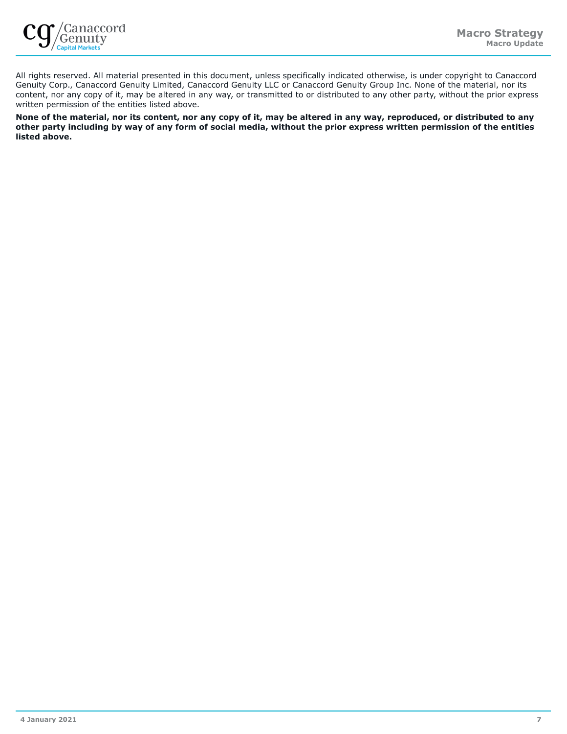All rights reserved. All material presented in this document, unless specifically indicated otherwise, is under copyright to Canaccord Genuity Corp., Canaccord Genuity Limited, Canaccord Genuity LLC or Canaccord Genuity Group Inc. None of the material, nor its content, nor any copy of it, may be altered in any way, or transmitted to or distributed to any other party, without the prior express written permission of the entities listed above.

**None of the material, nor its content, nor any copy of it, may be altered in any way, reproduced, or distributed to any other party including by way of any form of social media, without the prior express written permission of the entities listed above.**